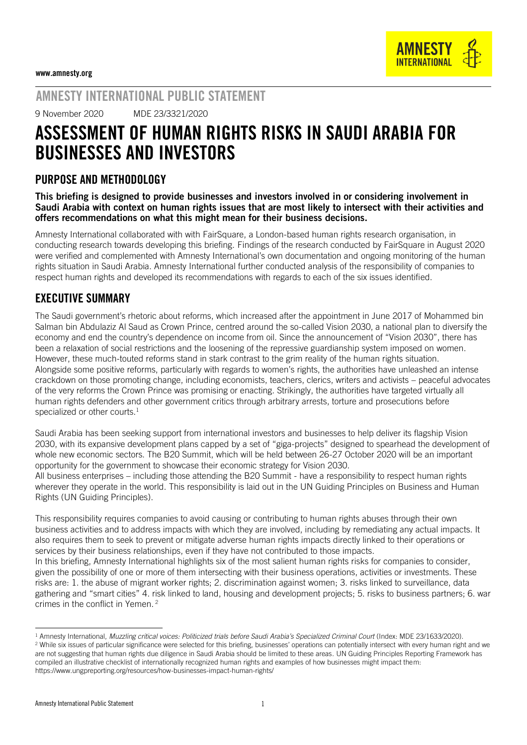www.amnesty.org

## AMNESTY INTERNATIONAL PUBLIC STATEMENT

9 November 2020 MDE 23/3321/2020

# ASSESSMENT OF HUMAN RIGHTS RISKS IN SAUDI ARABIA FOR BUSINESSES AND INVESTORS

## PURPOSE AND METHODOLOGY

**This briefing is designed to provide businesses and investors involved in or considering involvement in Saudi Arabia with context on human rights issues that are most likely to intersect with their activities and offers recommendations on what this might mean for their business decisions.**

Amnesty International collaborated with with FairSquare, a London-based human rights research organisation, in conducting research towards developing this briefing. Findings of the research conducted by FairSquare in August 2020 were verified and complemented with Amnesty International's own documentation and ongoing monitoring of the human rights situation in Saudi Arabia. Amnesty International further conducted analysis of the responsibility of companies to respect human rights and developed its recommendations with regards to each of the six issues identified.

## EXECUTIVE SUMMARY

The Saudi government's rhetoric about reforms, which increased after the appointment in June 2017 of Mohammed bin Salman bin Abdulaziz Al Saud as Crown Prince, centred around the so-called Vision 2030, a national plan to diversify the economy and end the country's dependence on income from oil. Since the announcement of "Vision 2030", there has been a relaxation of social restrictions and the loosening of the repressive guardianship system imposed on women. However, these much-touted reforms stand in stark contrast to the grim reality of the human rights situation. Alongside some positive reforms, particularly with regards to women's rights, the authorities have unleashed an intense crackdown on those promoting change, including economists, teachers, clerics, writers and activists – peaceful advocates of the very reforms the Crown Prince was promising or enacting. Strikingly, the authorities have targeted virtually all human rights defenders and other government critics through arbitrary arrests, torture and prosecutions before specialized or other courts.[1]

Saudi Arabia has been seeking support from international investors and businesses to help deliver its flagship Vision 2030, with its expansive development plans capped by a set of "giga-projects" designed to spearhead the development of whole new economic sectors. The B20 Summit, which will be held between 26-27 October 2020 will be an important opportunity for the government to showcase their economic strategy for Vision 2030.
All business enterprises – including those attending the B20 Summit - have a responsibility to respect human rights wherever they operate in the world. This responsibility is laid out in the UN Guiding Principles on Business and Human Rights (UN Guiding Principles).

This responsibility requires companies to avoid causing or contributing to human rights abuses through their own business activities and to address impacts with which they are involved, including by remediating any actual impacts. It also requires them to seek to prevent or mitigate adverse human rights impacts directly linked to their operations or services by their business relationships, even if they have not contributed to those impacts.
In this briefing, Amnesty International highlights six of the most salient human rights risks for companies to consider, given the possibility of one or more of them intersecting with their business operations, activities or investments. These risks are: 1. the abuse of migrant worker rights; 2. discrimination against women; 3. risks linked to surveillance, data gathering and "smart cities" 4. risk linked to land, housing and development projects; 5. risks to business partners; 6. war crimes in the conflict in Yemen.[2]

---

[1] Amnesty International, *Muzzling critical voices: Politicized trials before Saudi Arabia's Specialized Criminal Court* (Index: MDE 23/1633/2020).

[2] While six issues of particular significance were selected for this briefing, businesses' operations can potentially intersect with every human right and we are not suggesting that human rights due diligence in Saudi Arabia should be limited to these areas. UN Guiding Principles Reporting Framework has compiled an illustrative checklist of internationally recognized human rights and examples of how businesses might impact them: https://www.ungpreporting.org/resources/how-businesses-impact-human-rights/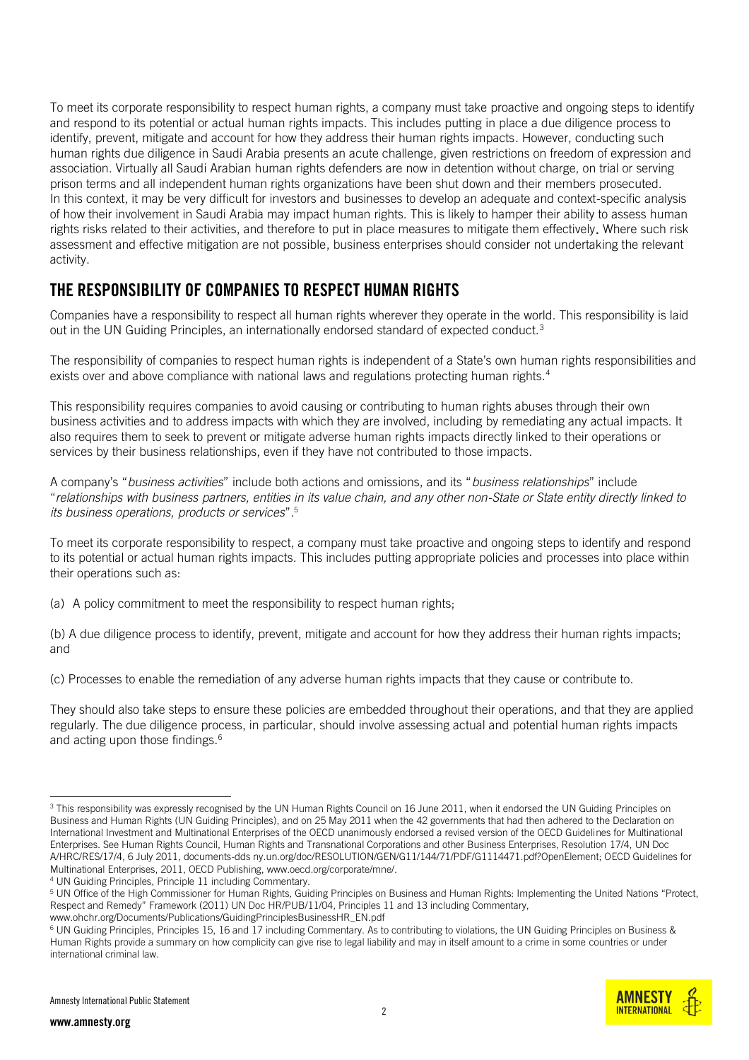To meet its corporate responsibility to respect human rights, a company must take proactive and ongoing steps to identify and respond to its potential or actual human rights impacts. This includes putting in place a due diligence process to identify, prevent, mitigate and account for how they address their human rights impacts. However, conducting such human rights due diligence in Saudi Arabia presents an acute challenge, given restrictions on freedom of expression and association. Virtually all Saudi Arabian human rights defenders are now in detention without charge, on trial or serving prison terms and all independent human rights organizations have been shut down and their members prosecuted. In this context, it may be very difficult for investors and businesses to develop an adequate and context-specific analysis of how their involvement in Saudi Arabia may impact human rights. This is likely to hamper their ability to assess human rights risks related to their activities, and therefore to put in place measures to mitigate them effectively. Where such risk assessment and effective mitigation are not possible, business enterprises should consider not undertaking the relevant activity.

## THE RESPONSIBILITY OF COMPANIES TO RESPECT HUMAN RIGHTS

Companies have a responsibility to respect all human rights wherever they operate in the world. This responsibility is laid out in the UN Guiding Principles, an internationally endorsed standard of expected conduct.[3]

The responsibility of companies to respect human rights is independent of a State's own human rights responsibilities and exists over and above compliance with national laws and regulations protecting human rights.[4]

This responsibility requires companies to avoid causing or contributing to human rights abuses through their own business activities and to address impacts with which they are involved, including by remediating any actual impacts. It also requires them to seek to prevent or mitigate adverse human rights impacts directly linked to their operations or services by their business relationships, even if they have not contributed to those impacts.

A company's "*business activities*" include both actions and omissions, and its "*business relationships*" include "*relationships with business partners, entities in its value chain, and any other non-State or State entity directly linked to its business operations, products or services*".[5]

To meet its corporate responsibility to respect, a company must take proactive and ongoing steps to identify and respond to its potential or actual human rights impacts. This includes putting appropriate policies and processes into place within their operations such as:

(a) A policy commitment to meet the responsibility to respect human rights;

(b) A due diligence process to identify, prevent, mitigate and account for how they address their human rights impacts; and

(c) Processes to enable the remediation of any adverse human rights impacts that they cause or contribute to.

They should also take steps to ensure these policies are embedded throughout their operations, and that they are applied regularly. The due diligence process, in particular, should involve assessing actual and potential human rights impacts and acting upon those findings.[6]

---

[3] This responsibility was expressly recognised by the UN Human Rights Council on 16 June 2011, when it endorsed the UN Guiding Principles on Business and Human Rights (UN Guiding Principles), and on 25 May 2011 when the 42 governments that had then adhered to the Declaration on International Investment and Multinational Enterprises of the OECD unanimously endorsed a revised version of the OECD Guidelines for Multinational Enterprises. See Human Rights Council, Human Rights and Transnational Corporations and other Business Enterprises, Resolution 17/4, UN Doc A/HRC/RES/17/4, 6 July 2011, documents-dds ny.un.org/doc/RESOLUTION/GEN/G11/144/71/PDF/G1114471.pdf?OpenElement; OECD Guidelines for Multinational Enterprises, 2011, OECD Publishing, www.oecd.org/corporate/mne/.

[4] UN Guiding Principles, Principle 11 including Commentary.

[5] UN Office of the High Commissioner for Human Rights, Guiding Principles on Business and Human Rights: Implementing the United Nations "Protect, Respect and Remedy" Framework (2011) UN Doc HR/PUB/11/04, Principles 11 and 13 including Commentary, www.ohchr.org/Documents/Publications/GuidingPrinciplesBusinessHR_EN.pdf

[6] UN Guiding Principles, Principles 15, 16 and 17 including Commentary. As to contributing to violations, the UN Guiding Principles on Business & Human Rights provide a summary on how complicity can give rise to legal liability and may in itself amount to a crime in some countries or under international criminal law.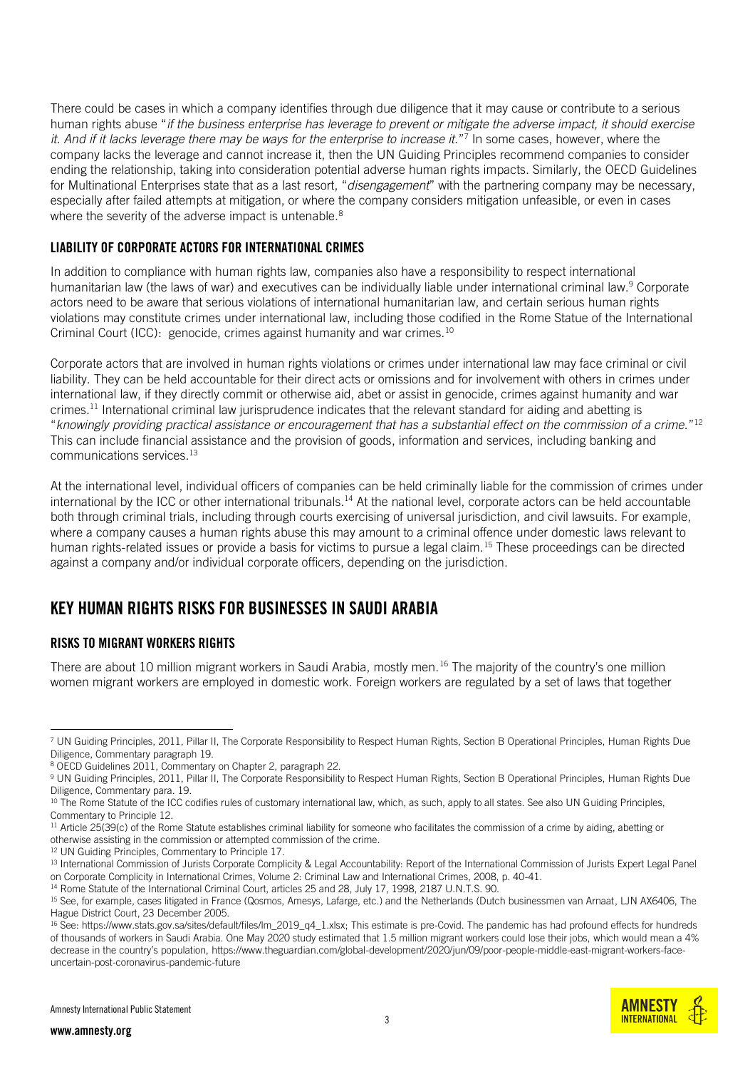There could be cases in which a company identifies through due diligence that it may cause or contribute to a serious human rights abuse "*if the business enterprise has leverage to prevent or mitigate the adverse impact, it should exercise it. And if it lacks leverage there may be ways for the enterprise to increase it.*"[7] In some cases, however, where the company lacks the leverage and cannot increase it, then the UN Guiding Principles recommend companies to consider ending the relationship, taking into consideration potential adverse human rights impacts. Similarly, the OECD Guidelines for Multinational Enterprises state that as a last resort, "*disengagement*" with the partnering company may be necessary, especially after failed attempts at mitigation, or where the company considers mitigation unfeasible, or even in cases where the severity of the adverse impact is untenable.[8]

### LIABILITY OF CORPORATE ACTORS FOR INTERNATIONAL CRIMES

In addition to compliance with human rights law, companies also have a responsibility to respect international humanitarian law (the laws of war) and executives can be individually liable under international criminal law.[9] Corporate actors need to be aware that serious violations of international humanitarian law, and certain serious human rights violations may constitute crimes under international law, including those codified in the Rome Statue of the International Criminal Court (ICC): genocide, crimes against humanity and war crimes.[10]

Corporate actors that are involved in human rights violations or crimes under international law may face criminal or civil liability. They can be held accountable for their direct acts or omissions and for involvement with others in crimes under international law, if they directly commit or otherwise aid, abet or assist in genocide, crimes against humanity and war crimes.[11] International criminal law jurisprudence indicates that the relevant standard for aiding and abetting is "*knowingly providing practical assistance or encouragement that has a substantial effect on the commission of a crime.*"[12] This can include financial assistance and the provision of goods, information and services, including banking and communications services.[13]

At the international level, individual officers of companies can be held criminally liable for the commission of crimes under international by the ICC or other international tribunals.[14] At the national level, corporate actors can be held accountable both through criminal trials, including through courts exercising of universal jurisdiction, and civil lawsuits. For example, where a company causes a human rights abuse this may amount to a criminal offence under domestic laws relevant to human rights-related issues or provide a basis for victims to pursue a legal claim.[15] These proceedings can be directed against a company and/or individual corporate officers, depending on the jurisdiction.

## KEY HUMAN RIGHTS RISKS FOR BUSINESSES IN SAUDI ARABIA

### RISKS TO MIGRANT WORKERS RIGHTS

There are about 10 million migrant workers in Saudi Arabia, mostly men.[16] The majority of the country's one million women migrant workers are employed in domestic work. Foreign workers are regulated by a set of laws that together

---

[7] UN Guiding Principles, 2011, Pillar II, The Corporate Responsibility to Respect Human Rights, Section B Operational Principles, Human Rights Due Diligence, Commentary paragraph 19.

[8] OECD Guidelines 2011, Commentary on Chapter 2, paragraph 22.

[9] UN Guiding Principles, 2011, Pillar II, The Corporate Responsibility to Respect Human Rights, Section B Operational Principles, Human Rights Due Diligence, Commentary para. 19.

[10] The Rome Statute of the ICC codifies rules of customary international law, which, as such, apply to all states. See also UN Guiding Principles, Commentary to Principle 12.

[11] Article 25(39(c) of the Rome Statute establishes criminal liability for someone who facilitates the commission of a crime by aiding, abetting or otherwise assisting in the commission or attempted commission of the crime.

[12] UN Guiding Principles, Commentary to Principle 17.

[13] International Commission of Jurists Corporate Complicity & Legal Accountability: Report of the International Commission of Jurists Expert Legal Panel on Corporate Complicity in International Crimes, Volume 2: Criminal Law and International Crimes, 2008, p. 40-41.

[14] Rome Statute of the International Criminal Court, articles 25 and 28, July 17, 1998, 2187 U.N.T.S. 90.

[15] See, for example, cases litigated in France (Qosmos, Amesys, Lafarge, etc.) and the Netherlands (Dutch businessmen van Arnaat, LJN AX6406, The Hague District Court, 23 December 2005.

[16] See: https://www.stats.gov.sa/sites/default/files/lm_2019_q4_1.xlsx; This estimate is pre-Covid. The pandemic has had profound effects for hundreds of thousands of workers in Saudi Arabia. One May 2020 study estimated that 1.5 million migrant workers could lose their jobs, which would mean a 4% decrease in the country's population, https://www.theguardian.com/global-development/2020/jun/09/poor-people-middle-east-migrant-workers-face-uncertain-post-coronavirus-pandemic-future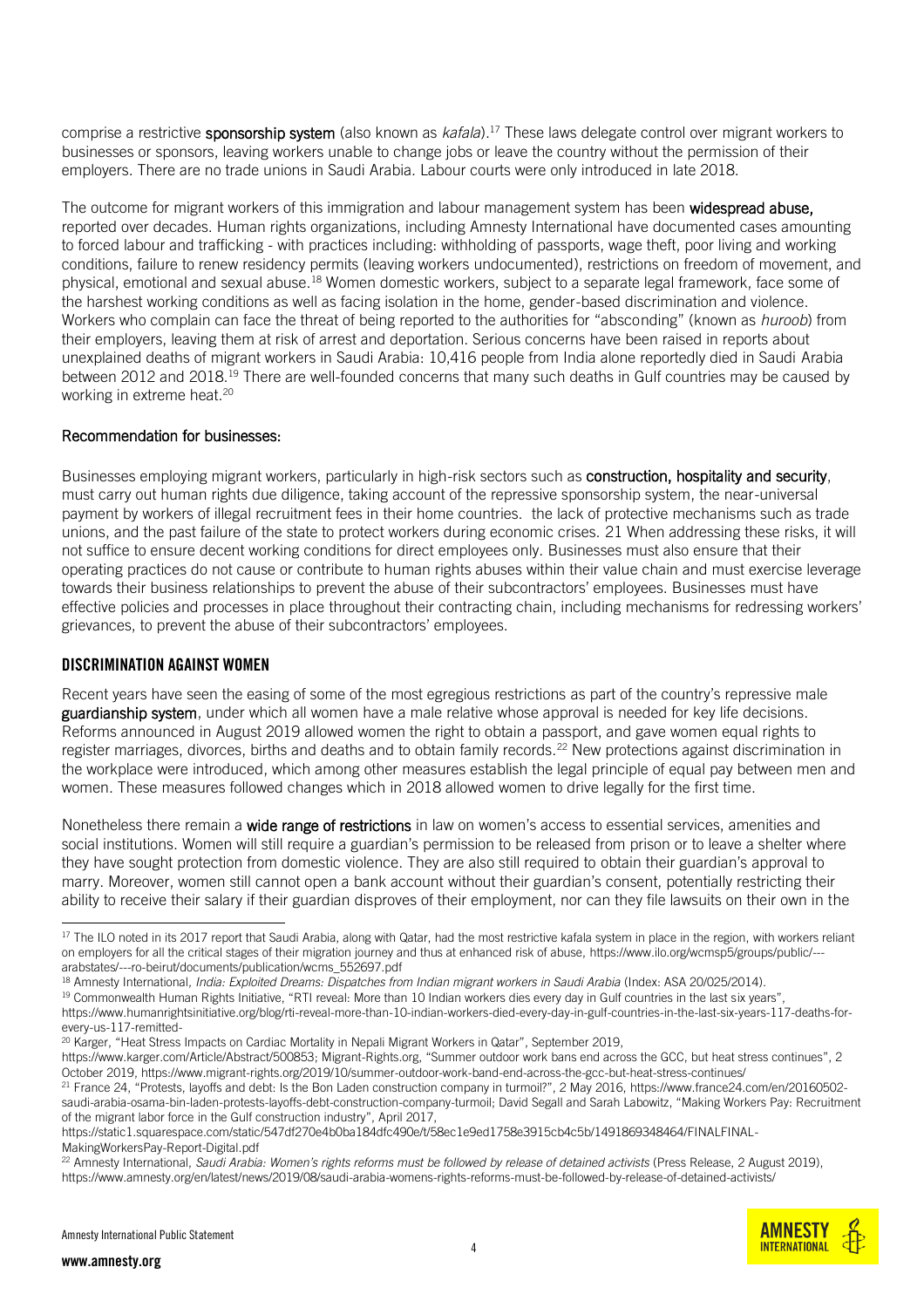comprise a restrictive **sponsorship system** (also known as *kafala*).[17] These laws delegate control over migrant workers to businesses or sponsors, leaving workers unable to change jobs or leave the country without the permission of their employers. There are no trade unions in Saudi Arabia. Labour courts were only introduced in late 2018.

The outcome for migrant workers of this immigration and labour management system has been **widespread abuse,** reported over decades. Human rights organizations, including Amnesty International have documented cases amounting to forced labour and trafficking - with practices including: withholding of passports, wage theft, poor living and working conditions, failure to renew residency permits (leaving workers undocumented), restrictions on freedom of movement, and physical, emotional and sexual abuse.[18] Women domestic workers, subject to a separate legal framework, face some of the harshest working conditions as well as facing isolation in the home, gender-based discrimination and violence. Workers who complain can face the threat of being reported to the authorities for "absconding" (known as *huroob*) from their employers, leaving them at risk of arrest and deportation. Serious concerns have been raised in reports about unexplained deaths of migrant workers in Saudi Arabia: 10,416 people from India alone reportedly died in Saudi Arabia between 2012 and 2018.[19] There are well-founded concerns that many such deaths in Gulf countries may be caused by working in extreme heat.[20]

**Recommendation for businesses:**

Businesses employing migrant workers, particularly in high-risk sectors such as **construction, hospitality and security**, must carry out human rights due diligence, taking account of the repressive sponsorship system, the near-universal payment by workers of illegal recruitment fees in their home countries. the lack of protective mechanisms such as trade unions, and the past failure of the state to protect workers during economic crises. 21 When addressing these risks, it will not suffice to ensure decent working conditions for direct employees only. Businesses must also ensure that their operating practices do not cause or contribute to human rights abuses within their value chain and must exercise leverage towards their business relationships to prevent the abuse of their subcontractors' employees. Businesses must have effective policies and processes in place throughout their contracting chain, including mechanisms for redressing workers' grievances, to prevent the abuse of their subcontractors' employees.

## DISCRIMINATION AGAINST WOMEN

Recent years have seen the easing of some of the most egregious restrictions as part of the country's repressive male **guardianship system**, under which all women have a male relative whose approval is needed for key life decisions. Reforms announced in August 2019 allowed women the right to obtain a passport, and gave women equal rights to register marriages, divorces, births and deaths and to obtain family records.[22] New protections against discrimination in the workplace were introduced, which among other measures establish the legal principle of equal pay between men and women. These measures followed changes which in 2018 allowed women to drive legally for the first time.

Nonetheless there remain a **wide range of restrictions** in law on women's access to essential services, amenities and social institutions. Women will still require a guardian's permission to be released from prison or to leave a shelter where they have sought protection from domestic violence. They are also still required to obtain their guardian's approval to marry. Moreover, women still cannot open a bank account without their guardian's consent, potentially restricting their ability to receive their salary if their guardian disproves of their employment, nor can they file lawsuits on their own in the

---

[17] The ILO noted in its 2017 report that Saudi Arabia, along with Qatar, had the most restrictive kafala system in place in the region, with workers reliant on employers for all the critical stages of their migration journey and thus at enhanced risk of abuse, https://www.ilo.org/wcmsp5/groups/public/---arabstates/---ro-beirut/documents/publication/wcms_552697.pdf

[18] Amnesty International, *India: Exploited Dreams: Dispatches from Indian migrant workers in Saudi Arabia* (Index: ASA 20/025/2014).

[19] Commonwealth Human Rights Initiative, "RTI reveal: More than 10 Indian workers dies every day in Gulf countries in the last six years", https://www.humanrightsinitiative.org/blog/rti-reveal-more-than-10-indian-workers-died-every-day-in-gulf-countries-in-the-last-six-years-117-deaths-for-every-us-117-remitted-

[20] Karger, "Heat Stress Impacts on Cardiac Mortality in Nepali Migrant Workers in Qatar", September 2019, https://www.karger.com/Article/Abstract/500853; Migrant-Rights.org, "Summer outdoor work bans end across the GCC, but heat stress continues", 2 October 2019, https://www.migrant-rights.org/2019/10/summer-outdoor-work-band-end-across-the-gcc-but-heat-stress-continues/

[21] France 24, "Protests, layoffs and debt: Is the Bon Laden construction company in turmoil?", 2 May 2016, https://www.france24.com/en/20160502-saudi-arabia-osama-bin-laden-protests-layoffs-debt-construction-company-turmoil; David Segall and Sarah Labowitz, "Making Workers Pay: Recruitment of the migrant labor force in the Gulf construction industry", April 2017, https://static1.squarespace.com/static/547df270e4b0ba184dfc490e/t/58ec1e9ed1758e3915cb4c5b/1491869348464/FINALFINAL-MakingWorkersPay-Report-Digital.pdf

[22] Amnesty International, *Saudi Arabia: Women's rights reforms must be followed by release of detained activists* (Press Release, 2 August 2019), https://www.amnesty.org/en/latest/news/2019/08/saudi-arabia-womens-rights-reforms-must-be-followed-by-release-of-detained-activists/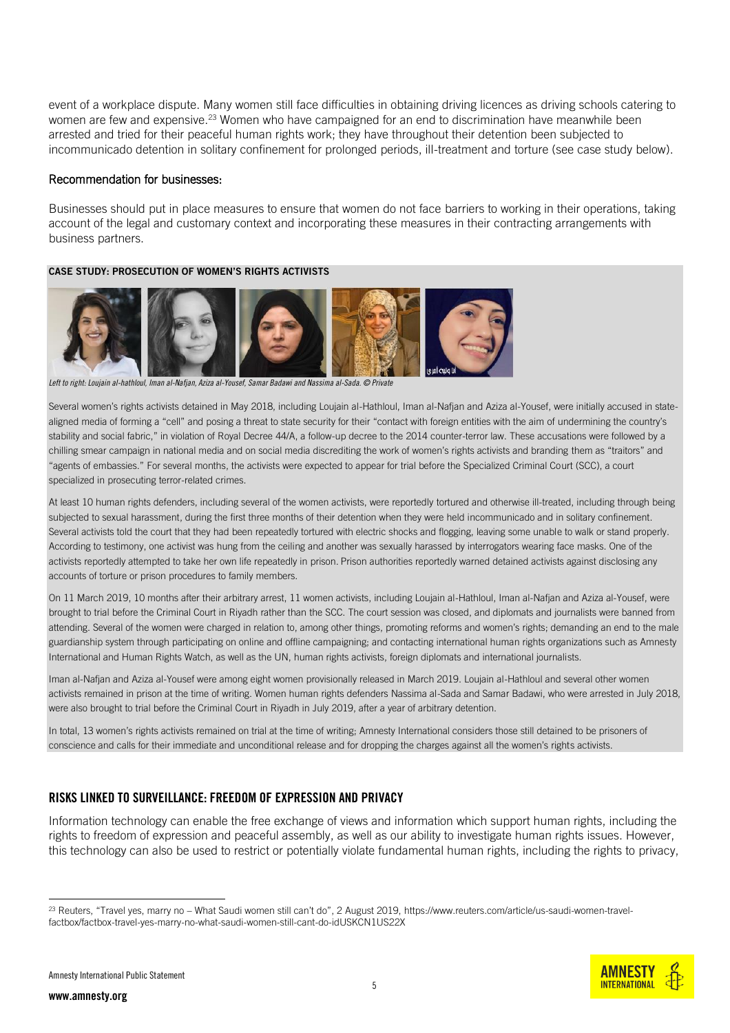event of a workplace dispute. Many women still face difficulties in obtaining driving licences as driving schools catering to women are few and expensive.[23] Women who have campaigned for an end to discrimination have meanwhile been arrested and tried for their peaceful human rights work; they have throughout their detention been subjected to incommunicado detention in solitary confinement for prolonged periods, ill-treatment and torture (see case study below).

### Recommendation for businesses:

Businesses should put in place measures to ensure that women do not face barriers to working in their operations, taking account of the legal and customary context and incorporating these measures in their contracting arrangements with business partners.

#### CASE STUDY: PROSECUTION OF WOMEN'S RIGHTS ACTIVISTS

*Left to right: Loujain al-hathloul, Iman al-Nafjan, Aziza al-Yousef, Samar Badawi and Nassima al-Sada. © Private*

Several women's rights activists detained in May 2018, including Loujain al-Hathloul, Iman al-Nafjan and Aziza al-Yousef, were initially accused in state-aligned media of forming a "cell" and posing a threat to state security for their "contact with foreign entities with the aim of undermining the country's stability and social fabric," in violation of Royal Decree 44/A, a follow-up decree to the 2014 counter-terror law. These accusations were followed by a chilling smear campaign in national media and on social media discrediting the work of women's rights activists and branding them as "traitors" and "agents of embassies." For several months, the activists were expected to appear for trial before the Specialized Criminal Court (SCC), a court specialized in prosecuting terror-related crimes.

At least 10 human rights defenders, including several of the women activists, were reportedly tortured and otherwise ill-treated, including through being subjected to sexual harassment, during the first three months of their detention when they were held incommunicado and in solitary confinement. Several activists told the court that they had been repeatedly tortured with electric shocks and flogging, leaving some unable to walk or stand properly. According to testimony, one activist was hung from the ceiling and another was sexually harassed by interrogators wearing face masks. One of the activists reportedly attempted to take her own life repeatedly in prison. Prison authorities reportedly warned detained activists against disclosing any accounts of torture or prison procedures to family members.

On 11 March 2019, 10 months after their arbitrary arrest, 11 women activists, including Loujain al-Hathloul, Iman al-Nafjan and Aziza al-Yousef, were brought to trial before the Criminal Court in Riyadh rather than the SCC. The court session was closed, and diplomats and journalists were banned from attending. Several of the women were charged in relation to, among other things, promoting reforms and women's rights; demanding an end to the male guardianship system through participating on online and offline campaigning; and contacting international human rights organizations such as Amnesty International and Human Rights Watch, as well as the UN, human rights activists, foreign diplomats and international journalists.

Iman al-Nafjan and Aziza al-Yousef were among eight women provisionally released in March 2019. Loujain al-Hathloul and several other women activists remained in prison at the time of writing. Women human rights defenders Nassima al-Sada and Samar Badawi, who were arrested in July 2018, were also brought to trial before the Criminal Court in Riyadh in July 2019, after a year of arbitrary detention.

In total, 13 women's rights activists remained on trial at the time of writing; Amnesty International considers those still detained to be prisoners of conscience and calls for their immediate and unconditional release and for dropping the charges against all the women's rights activists.

## RISKS LINKED TO SURVEILLANCE: FREEDOM OF EXPRESSION AND PRIVACY

Information technology can enable the free exchange of views and information which support human rights, including the rights to freedom of expression and peaceful assembly, as well as our ability to investigate human rights issues. However, this technology can also be used to restrict or potentially violate fundamental human rights, including the rights to privacy,

[23] Reuters, "Travel yes, marry no – What Saudi women still can't do", 2 August 2019, https://www.reuters.com/article/us-saudi-women-travel-factbox/factbox-travel-yes-marry-no-what-saudi-women-still-cant-do-idUSKCN1US22X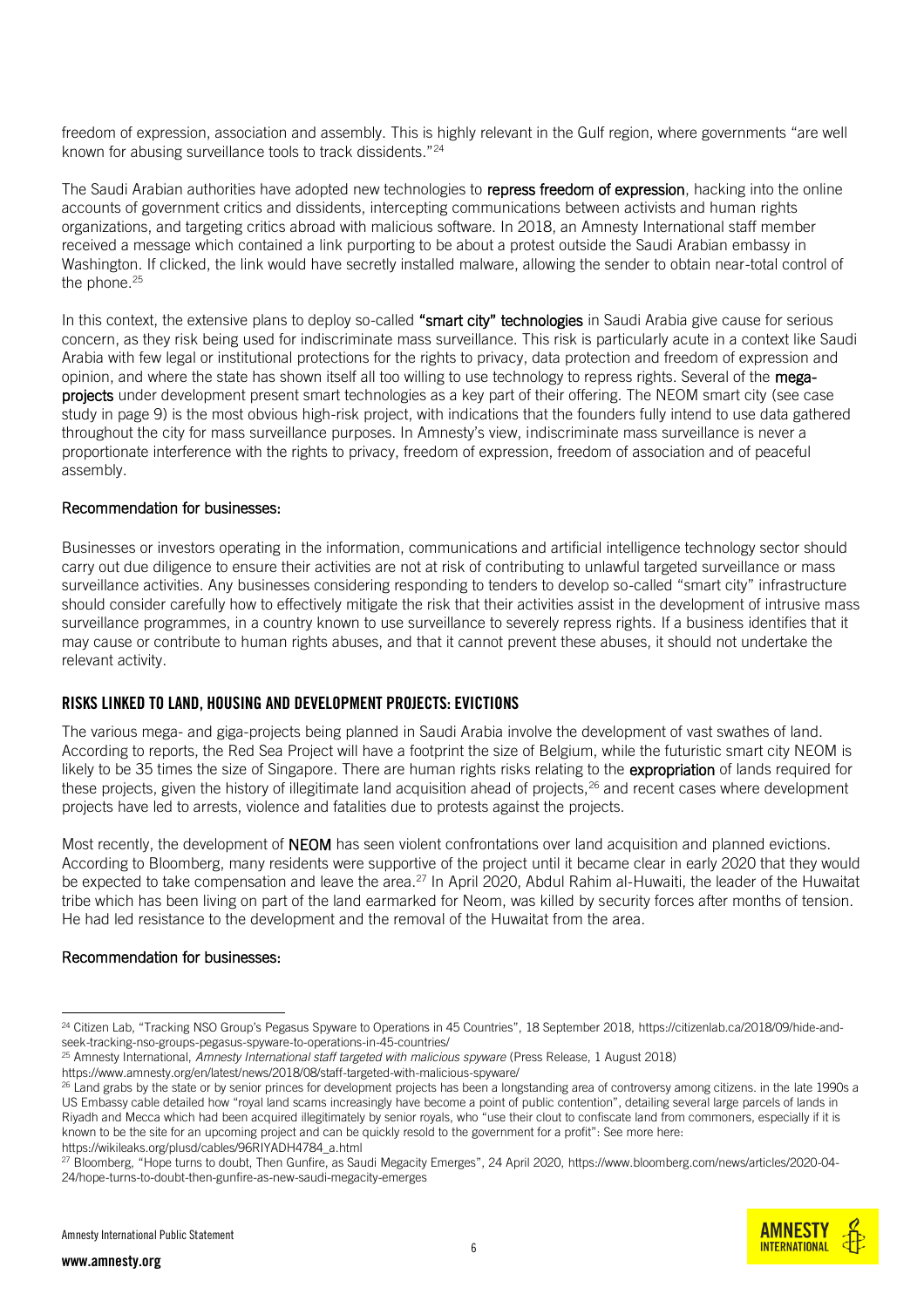freedom of expression, association and assembly. This is highly relevant in the Gulf region, where governments "are well known for abusing surveillance tools to track dissidents."[24]

The Saudi Arabian authorities have adopted new technologies to **repress freedom of expression**, hacking into the online accounts of government critics and dissidents, intercepting communications between activists and human rights organizations, and targeting critics abroad with malicious software. In 2018, an Amnesty International staff member received a message which contained a link purporting to be about a protest outside the Saudi Arabian embassy in Washington. If clicked, the link would have secretly installed malware, allowing the sender to obtain near-total control of the phone.[25]

In this context, the extensive plans to deploy so-called **"smart city" technologies** in Saudi Arabia give cause for serious concern, as they risk being used for indiscriminate mass surveillance. This risk is particularly acute in a context like Saudi Arabia with few legal or institutional protections for the rights to privacy, data protection and freedom of expression and opinion, and where the state has shown itself all too willing to use technology to repress rights. Several of the **mega-projects** under development present smart technologies as a key part of their offering. The NEOM smart city (see case study in page 9) is the most obvious high-risk project, with indications that the founders fully intend to use data gathered throughout the city for mass surveillance purposes. In Amnesty's view, indiscriminate mass surveillance is never a proportionate interference with the rights to privacy, freedom of expression, freedom of association and of peaceful assembly.

**Recommendation for businesses:**

Businesses or investors operating in the information, communications and artificial intelligence technology sector should carry out due diligence to ensure their activities are not at risk of contributing to unlawful targeted surveillance or mass surveillance activities. Any businesses considering responding to tenders to develop so-called "smart city" infrastructure should consider carefully how to effectively mitigate the risk that their activities assist in the development of intrusive mass surveillance programmes, in a country known to use surveillance to severely repress rights. If a business identifies that it may cause or contribute to human rights abuses, and that it cannot prevent these abuses, it should not undertake the relevant activity.

## RISKS LINKED TO LAND, HOUSING AND DEVELOPMENT PROJECTS: EVICTIONS

The various mega- and giga-projects being planned in Saudi Arabia involve the development of vast swathes of land. According to reports, the Red Sea Project will have a footprint the size of Belgium, while the futuristic smart city NEOM is likely to be 35 times the size of Singapore. There are human rights risks relating to the **expropriation** of lands required for these projects, given the history of illegitimate land acquisition ahead of projects,[26] and recent cases where development projects have led to arrests, violence and fatalities due to protests against the projects.

Most recently, the development of **NEOM** has seen violent confrontations over land acquisition and planned evictions. According to Bloomberg, many residents were supportive of the project until it became clear in early 2020 that they would be expected to take compensation and leave the area.[27] In April 2020, Abdul Rahim al-Huwaiti, the leader of the Huwaitat tribe which has been living on part of the land earmarked for Neom, was killed by security forces after months of tension. He had led resistance to the development and the removal of the Huwaitat from the area.

**Recommendation for businesses:**

---

[24] Citizen Lab, "Tracking NSO Group's Pegasus Spyware to Operations in 45 Countries", 18 September 2018, https://citizenlab.ca/2018/09/hide-and-seek-tracking-nso-groups-pegasus-spyware-to-operations-in-45-countries/

[25] Amnesty International, *Amnesty International staff targeted with malicious spyware* (Press Release, 1 August 2018) https://www.amnesty.org/en/latest/news/2018/08/staff-targeted-with-malicious-spyware/

[26] Land grabs by the state or by senior princes for development projects has been a longstanding area of controversy among citizens. in the late 1990s a US Embassy cable detailed how "royal land scams increasingly have become a point of public contention", detailing several large parcels of lands in Riyadh and Mecca which had been acquired illegitimately by senior royals, who "use their clout to confiscate land from commoners, especially if it is known to be the site for an upcoming project and can be quickly resold to the government for a profit": See more here: https://wikileaks.org/plusd/cables/96RIYADH4784_a.html

[27] Bloomberg, "Hope turns to doubt, Then Gunfire, as Saudi Megacity Emerges", 24 April 2020, https://www.bloomberg.com/news/articles/2020-04-24/hope-turns-to-doubt-then-gunfire-as-new-saudi-megacity-emerges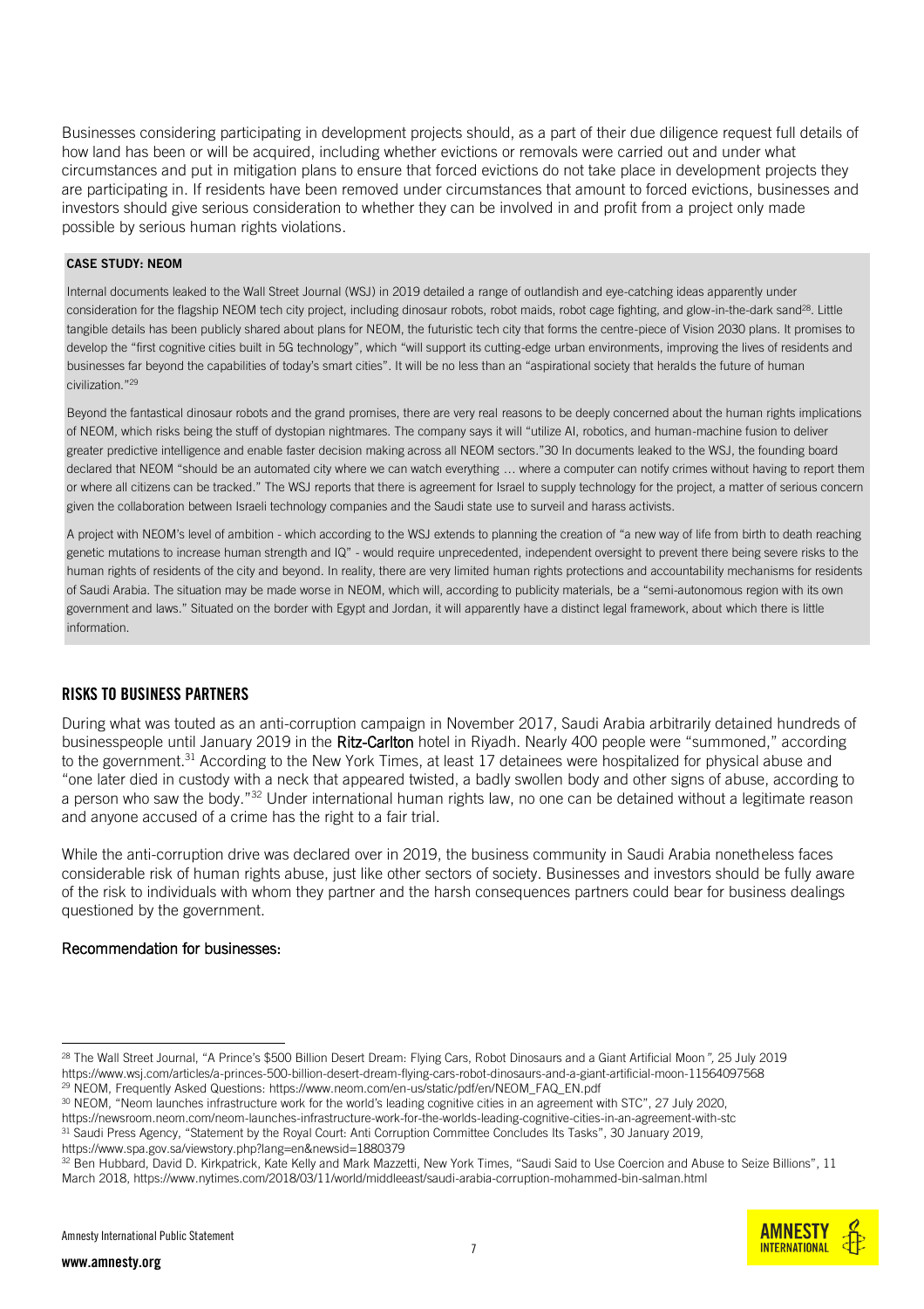Businesses considering participating in development projects should, as a part of their due diligence request full details of how land has been or will be acquired, including whether evictions or removals were carried out and under what circumstances and put in mitigation plans to ensure that forced evictions do not take place in development projects they are participating in. If residents have been removed under circumstances that amount to forced evictions, businesses and investors should give serious consideration to whether they can be involved in and profit from a project only made possible by serious human rights violations.

**CASE STUDY: NEOM**

Internal documents leaked to the Wall Street Journal (WSJ) in 2019 detailed a range of outlandish and eye-catching ideas apparently under consideration for the flagship NEOM tech city project, including dinosaur robots, robot maids, robot cage fighting, and glow-in-the-dark sand[28]. Little tangible details has been publicly shared about plans for NEOM, the futuristic tech city that forms the centre-piece of Vision 2030 plans. It promises to develop the "first cognitive cities built in 5G technology", which "will support its cutting-edge urban environments, improving the lives of residents and businesses far beyond the capabilities of today's smart cities". It will be no less than an "aspirational society that heralds the future of human civilization."[29]

Beyond the fantastical dinosaur robots and the grand promises, there are very real reasons to be deeply concerned about the human rights implications of NEOM, which risks being the stuff of dystopian nightmares. The company says it will "utilize AI, robotics, and human-machine fusion to deliver greater predictive intelligence and enable faster decision making across all NEOM sectors."30 In documents leaked to the WSJ, the founding board declared that NEOM "should be an automated city where we can watch everything … where a computer can notify crimes without having to report them or where all citizens can be tracked." The WSJ reports that there is agreement for Israel to supply technology for the project, a matter of serious concern given the collaboration between Israeli technology companies and the Saudi state use to surveil and harass activists.

A project with NEOM's level of ambition - which according to the WSJ extends to planning the creation of "a new way of life from birth to death reaching genetic mutations to increase human strength and IQ" - would require unprecedented, independent oversight to prevent there being severe risks to the human rights of residents of the city and beyond. In reality, there are very limited human rights protections and accountability mechanisms for residents of Saudi Arabia. The situation may be made worse in NEOM, which will, according to publicity materials, be a "semi-autonomous region with its own government and laws." Situated on the border with Egypt and Jordan, it will apparently have a distinct legal framework, about which there is little information.

## RISKS TO BUSINESS PARTNERS

During what was touted as an anti-corruption campaign in November 2017, Saudi Arabia arbitrarily detained hundreds of businesspeople until January 2019 in the **Ritz-Carlton** hotel in Riyadh. Nearly 400 people were "summoned," according to the government.[31] According to the New York Times, at least 17 detainees were hospitalized for physical abuse and "one later died in custody with a neck that appeared twisted, a badly swollen body and other signs of abuse, according to a person who saw the body."[32] Under international human rights law, no one can be detained without a legitimate reason and anyone accused of a crime has the right to a fair trial.

While the anti-corruption drive was declared over in 2019, the business community in Saudi Arabia nonetheless faces considerable risk of human rights abuse, just like other sectors of society. Businesses and investors should be fully aware of the risk to individuals with whom they partner and the harsh consequences partners could bear for business dealings questioned by the government.

### Recommendation for businesses:

---

[28] The Wall Street Journal, "A Prince's $500 Billion Desert Dream: Flying Cars, Robot Dinosaurs and a Giant Artificial Moon", 25 July 2019 https://www.wsj.com/articles/a-princes-500-billion-desert-dream-flying-cars-robot-dinosaurs-and-a-giant-artificial-moon-11564097568

[29] NEOM, Frequently Asked Questions: https://www.neom.com/en-us/static/pdf/en/NEOM_FAQ_EN.pdf

[30] NEOM, "Neom launches infrastructure work for the world's leading cognitive cities in an agreement with STC", 27 July 2020, https://newsroom.neom.com/neom-launches-infrastructure-work-for-the-worlds-leading-cognitive-cities-in-an-agreement-with-stc

[31] Saudi Press Agency, "Statement by the Royal Court: Anti Corruption Committee Concludes Its Tasks", 30 January 2019, https://www.spa.gov.sa/viewstory.php?lang=en&newsid=1880379

[32] Ben Hubbard, David D. Kirkpatrick, Kate Kelly and Mark Mazzetti, New York Times, "Saudi Said to Use Coercion and Abuse to Seize Billions", 11 March 2018, https://www.nytimes.com/2018/03/11/world/middleeast/saudi-arabia-corruption-mohammed-bin-salman.html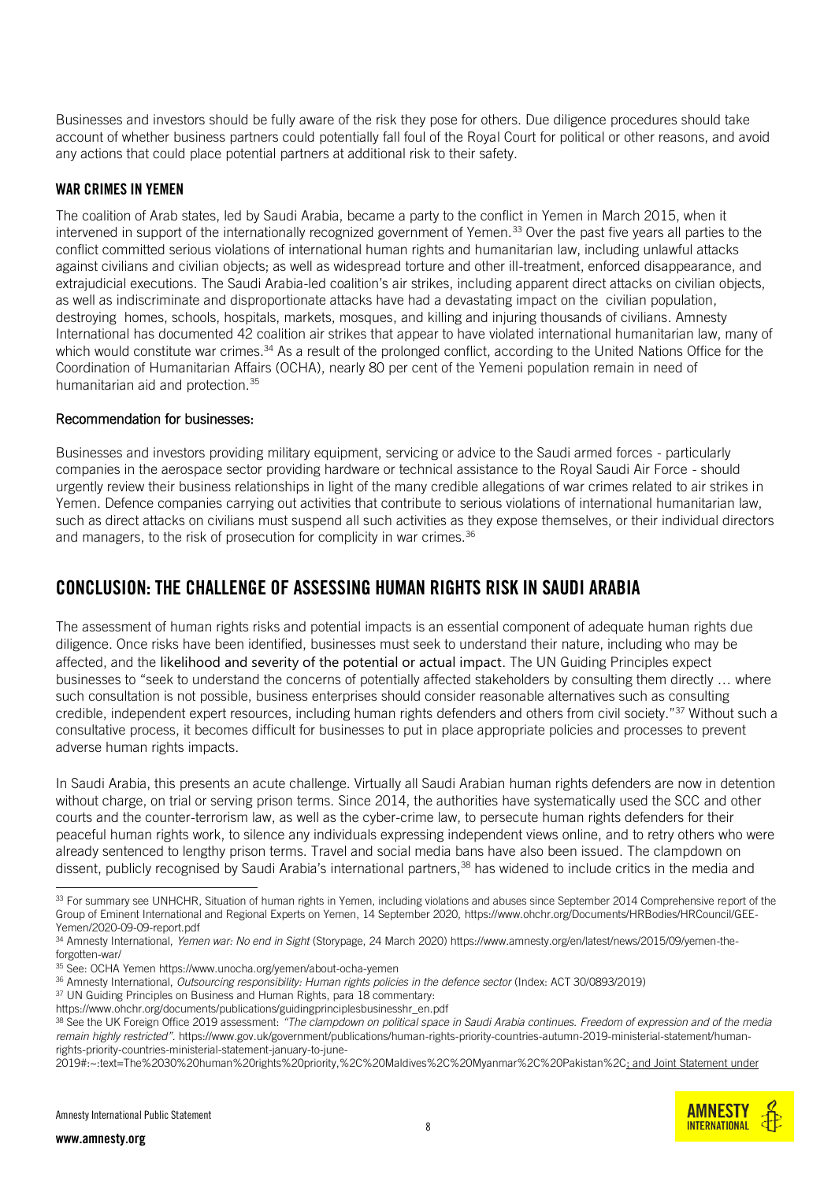Businesses and investors should be fully aware of the risk they pose for others. Due diligence procedures should take account of whether business partners could potentially fall foul of the Royal Court for political or other reasons, and avoid any actions that could place potential partners at additional risk to their safety.

### WAR CRIMES IN YEMEN

The coalition of Arab states, led by Saudi Arabia, became a party to the conflict in Yemen in March 2015, when it intervened in support of the internationally recognized government of Yemen.[33] Over the past five years all parties to the conflict committed serious violations of international human rights and humanitarian law, including unlawful attacks against civilians and civilian objects; as well as widespread torture and other ill-treatment, enforced disappearance, and extrajudicial executions. The Saudi Arabia-led coalition's air strikes, including apparent direct attacks on civilian objects, as well as indiscriminate and disproportionate attacks have had a devastating impact on the civilian population, destroying homes, schools, hospitals, markets, mosques, and killing and injuring thousands of civilians. Amnesty International has documented 42 coalition air strikes that appear to have violated international humanitarian law, many of which would constitute war crimes.[34] As a result of the prolonged conflict, according to the United Nations Office for the Coordination of Humanitarian Affairs (OCHA), nearly 80 per cent of the Yemeni population remain in need of humanitarian aid and protection.[35]

#### Recommendation for businesses:

Businesses and investors providing military equipment, servicing or advice to the Saudi armed forces - particularly companies in the aerospace sector providing hardware or technical assistance to the Royal Saudi Air Force - should urgently review their business relationships in light of the many credible allegations of war crimes related to air strikes in Yemen. Defence companies carrying out activities that contribute to serious violations of international humanitarian law, such as direct attacks on civilians must suspend all such activities as they expose themselves, or their individual directors and managers, to the risk of prosecution for complicity in war crimes.[36]

## CONCLUSION: THE CHALLENGE OF ASSESSING HUMAN RIGHTS RISK IN SAUDI ARABIA

The assessment of human rights risks and potential impacts is an essential component of adequate human rights due diligence. Once risks have been identified, businesses must seek to understand their nature, including who may be affected, and the likelihood and severity of the potential or actual impact. The UN Guiding Principles expect businesses to "seek to understand the concerns of potentially affected stakeholders by consulting them directly … where such consultation is not possible, business enterprises should consider reasonable alternatives such as consulting credible, independent expert resources, including human rights defenders and others from civil society."[37] Without such a consultative process, it becomes difficult for businesses to put in place appropriate policies and processes to prevent adverse human rights impacts.

In Saudi Arabia, this presents an acute challenge. Virtually all Saudi Arabian human rights defenders are now in detention without charge, on trial or serving prison terms. Since 2014, the authorities have systematically used the SCC and other courts and the counter-terrorism law, as well as the cyber-crime law, to persecute human rights defenders for their peaceful human rights work, to silence any individuals expressing independent views online, and to retry others who were already sentenced to lengthy prison terms. Travel and social media bans have also been issued. The clampdown on dissent, publicly recognised by Saudi Arabia's international partners,[38] has widened to include critics in the media and

---

[33] For summary see UNHCHR, Situation of human rights in Yemen, including violations and abuses since September 2014 Comprehensive report of the Group of Eminent International and Regional Experts on Yemen, 14 September 2020, https://www.ohchr.org/Documents/HRBodies/HRCouncil/GEE-Yemen/2020-09-09-report.pdf

[34] Amnesty International, *Yemen war: No end in Sight* (Storypage, 24 March 2020) https://www.amnesty.org/en/latest/news/2015/09/yemen-the-forgotten-war/

[35] See: OCHA Yemen https://www.unocha.org/yemen/about-ocha-yemen

[36] Amnesty International, *Outsourcing responsibility: Human rights policies in the defence sector* (Index: ACT 30/0893/2019)

[37] UN Guiding Principles on Business and Human Rights, para 18 commentary: https://www.ohchr.org/documents/publications/guidingprinciplesbusinesshr_en.pdf

[38] See the UK Foreign Office 2019 assessment: *"The clampdown on political space in Saudi Arabia continues. Freedom of expression and of the media remain highly restricted"*. https://www.gov.uk/government/publications/human-rights-priority-countries-autumn-2019-ministerial-statement/human-rights-priority-countries-ministerial-statement-january-to-june-2019#:~:text=The%2030%20human%20rights%20priority,%2C%20Maldives%2C%20Myanmar%2C%20Pakistan%2C; and Joint Statement under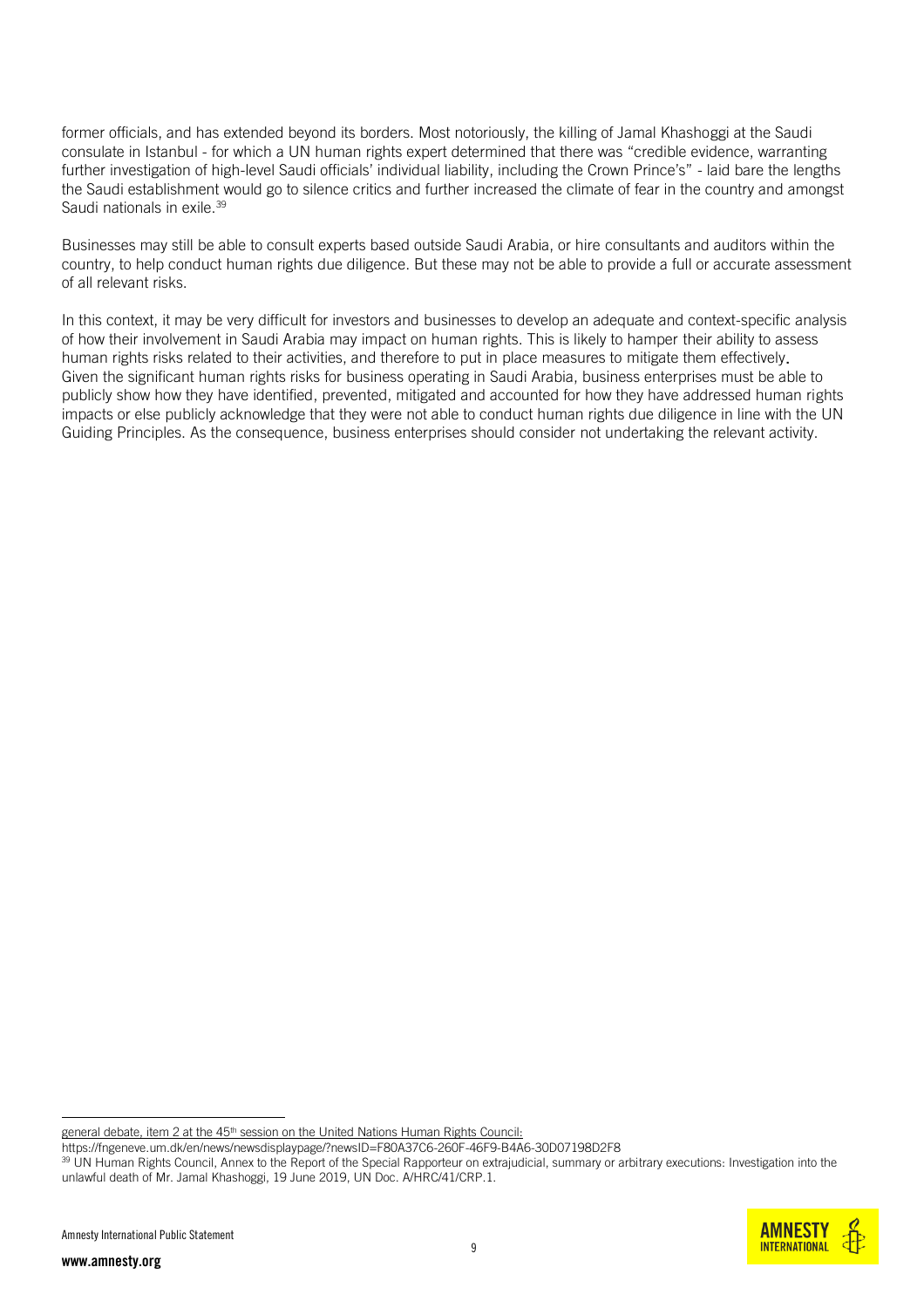former officials, and has extended beyond its borders. Most notoriously, the killing of Jamal Khashoggi at the Saudi consulate in Istanbul - for which a UN human rights expert determined that there was "credible evidence, warranting further investigation of high-level Saudi officials' individual liability, including the Crown Prince's" - laid bare the lengths the Saudi establishment would go to silence critics and further increased the climate of fear in the country and amongst Saudi nationals in exile.[39]

Businesses may still be able to consult experts based outside Saudi Arabia, or hire consultants and auditors within the country, to help conduct human rights due diligence. But these may not be able to provide a full or accurate assessment of all relevant risks.

In this context, it may be very difficult for investors and businesses to develop an adequate and context-specific analysis of how their involvement in Saudi Arabia may impact on human rights. This is likely to hamper their ability to assess human rights risks related to their activities, and therefore to put in place measures to mitigate them effectively. Given the significant human rights risks for business operating in Saudi Arabia, business enterprises must be able to publicly show how they have identified, prevented, mitigated and accounted for how they have addressed human rights impacts or else publicly acknowledge that they were not able to conduct human rights due diligence in line with the UN Guiding Principles. As the consequence, business enterprises should consider not undertaking the relevant activity.

---

general debate, item 2 at the 45th session on the United Nations Human Rights Council:
https://fngeneve.um.dk/en/news/newsdisplaypage/?newsID=F80A37C6-260F-46F9-B4A6-30D07198D2F8

[39] UN Human Rights Council, Annex to the Report of the Special Rapporteur on extrajudicial, summary or arbitrary executions: Investigation into the unlawful death of Mr. Jamal Khashoggi, 19 June 2019, UN Doc. A/HRC/41/CRP.1.